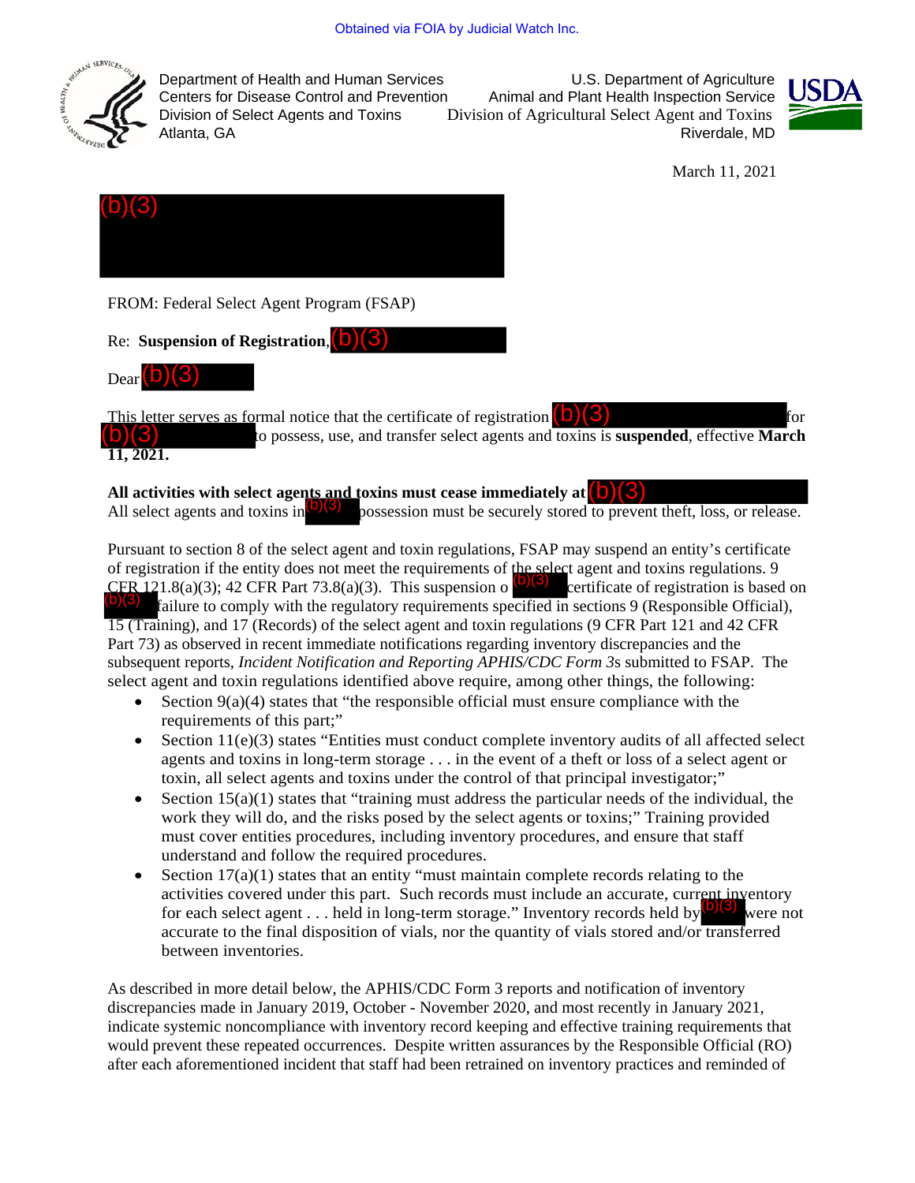Obtained via FOIA by Judicial Watch Inc.

Department of Health and Human Services
Centers for Disease Control and Prevention
Division of Select Agents and Toxins
Atlanta, GA

U.S. Department of Agriculture
Animal and Plant Health Inspection Service
Division of Agricultural Select Agent and Toxins
Riverdale, MD

March 11, 2021

(b)(3)

FROM: Federal Select Agent Program (FSAP)

Re: **Suspension of Registration,** (b)(3)

Dear (b)(3)

This letter serves as formal notice that the certificate of registration (b)(3) for (b)(3) to possess, use, and transfer select agents and toxins is **suspended**, effective **March 11, 2021.**

**All activities with select agents and toxins must cease immediately at** (b)(3) All select agents and toxins in (b)(3) possession must be securely stored to prevent theft, loss, or release.

Pursuant to section 8 of the select agent and toxin regulations, FSAP may suspend an entity's certificate of registration if the entity does not meet the requirements of the select agent and toxins regulations. 9 CFR 121.8(a)(3); 42 CFR Part 73.8(a)(3). This suspension o (b)(3) certificate of registration is based on (b)(3) failure to comply with the regulatory requirements specified in sections 9 (Responsible Official), 15 (Training), and 17 (Records) of the select agent and toxin regulations (9 CFR Part 121 and 42 CFR Part 73) as observed in recent immediate notifications regarding inventory discrepancies and the subsequent reports, *Incident Notification and Reporting APHIS/CDC Form 3*s submitted to FSAP. The select agent and toxin regulations identified above require, among other things, the following:

- Section 9(a)(4) states that "the responsible official must ensure compliance with the requirements of this part;"
- Section 11(e)(3) states "Entities must conduct complete inventory audits of all affected select agents and toxins in long-term storage . . . in the event of a theft or loss of a select agent or toxin, all select agents and toxins under the control of that principal investigator;"
- Section 15(a)(1) states that "training must address the particular needs of the individual, the work they will do, and the risks posed by the select agents or toxins;" Training provided must cover entities procedures, including inventory procedures, and ensure that staff understand and follow the required procedures.
- Section 17(a)(1) states that an entity "must maintain complete records relating to the activities covered under this part. Such records must include an accurate, current inventory for each select agent . . . held in long-term storage." Inventory records held by (b)(3) were not accurate to the final disposition of vials, nor the quantity of vials stored and/or transferred between inventories.

As described in more detail below, the APHIS/CDC Form 3 reports and notification of inventory discrepancies made in January 2019, October - November 2020, and most recently in January 2021, indicate systemic noncompliance with inventory record keeping and effective training requirements that would prevent these repeated occurrences. Despite written assurances by the Responsible Official (RO) after each aforementioned incident that staff had been retrained on inventory practices and reminded of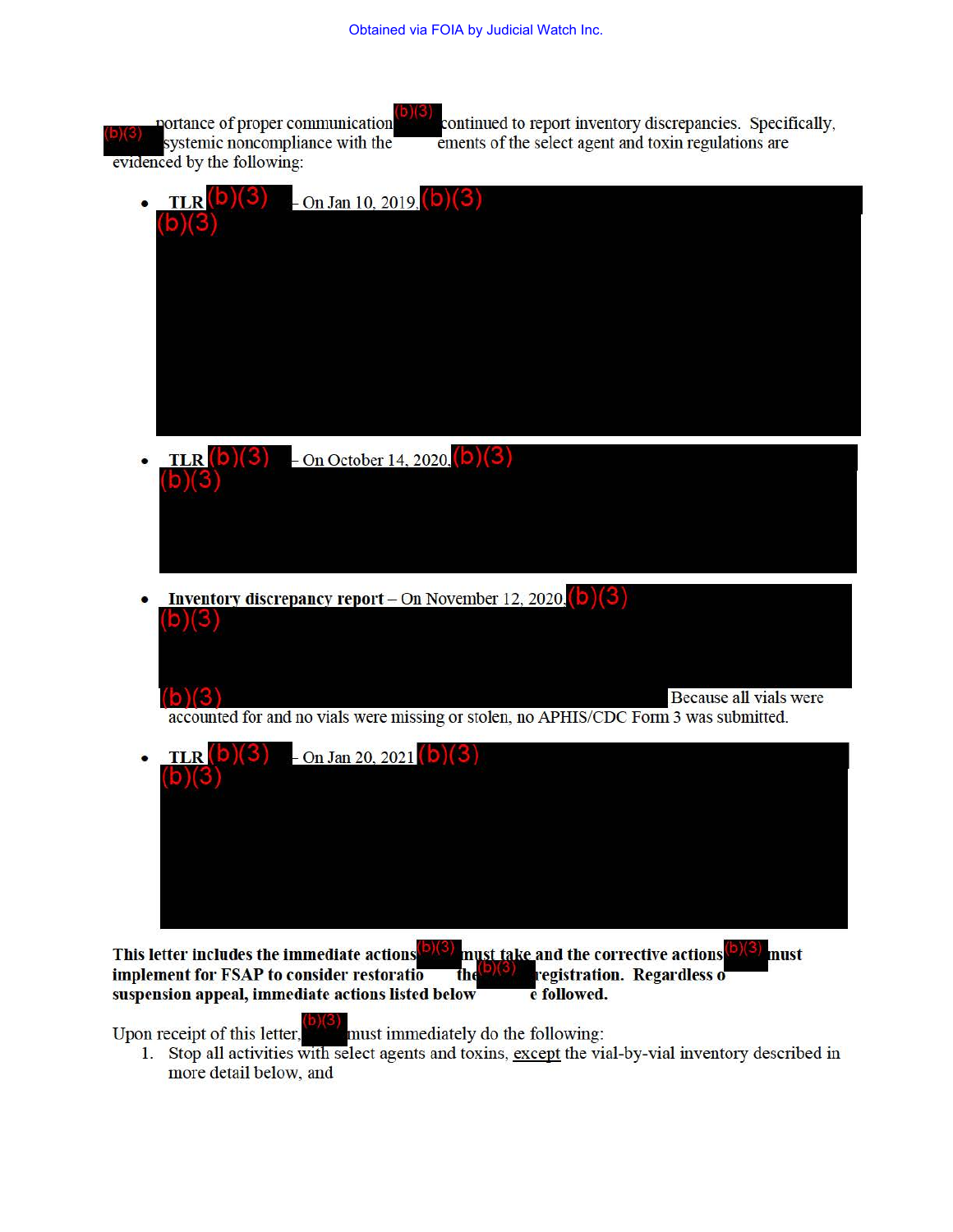portance of proper communication (b)(3) continued to report inventory discrepancies. Specifically, (b)(3) systemic noncompliance with the ements of the select agent and toxin regulations are evidenced by the following:

- **TLR** (b)(3) – On Jan 10, 2019, (b)(3) (b)(3)
- **TLR** (b)(3) – On October 14, 2020, (b)(3) (b)(3)
- **Inventory discrepancy report** – On November 12, 2020, (b)(3) (b)(3) (b)(3) Because all vials were accounted for and no vials were missing or stolen, no APHIS/CDC Form 3 was submitted.
- **TLR** (b)(3) – On Jan 20, 2021 (b)(3) (b)(3)

**This letter includes the immediate actions** (b)(3) **must take and the corrective actions** (b)(3) **must implement for FSAP to consider restoratio the** (b)(3) **registration. Regardless o suspension appeal, immediate actions listed below e followed.**

Upon receipt of this letter, (b)(3) must immediately do the following:

1. Stop all activities with select agents and toxins, except the vial-by-vial inventory described in more detail below, and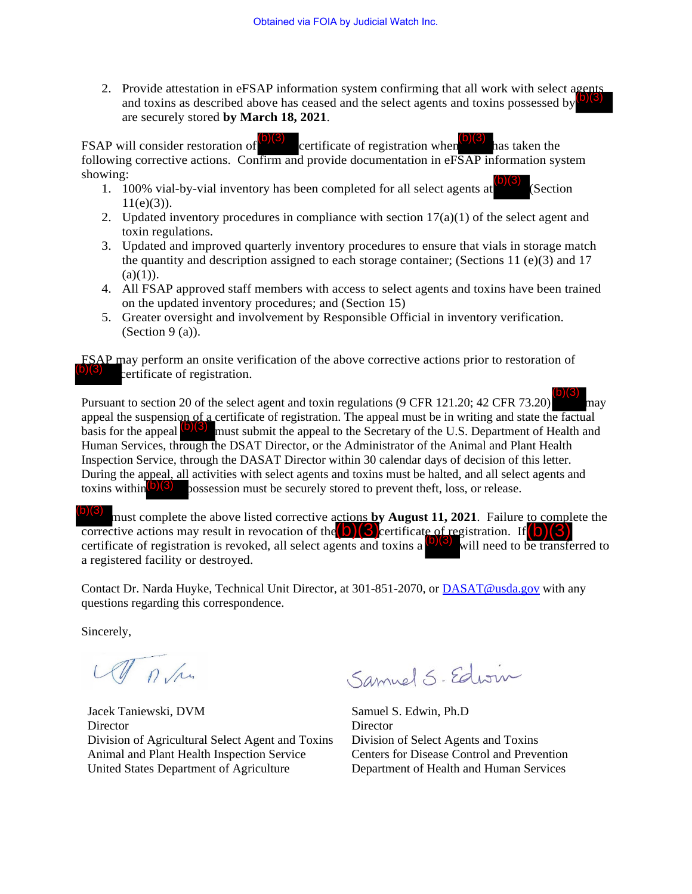2. Provide attestation in eFSAP information system confirming that all work with select agents and toxins as described above has ceased and the select agents and toxins possessed by (b)(3) are securely stored **by March 18, 2021**.

FSAP will consider restoration of (b)(3) certificate of registration when (b)(3) has taken the following corrective actions. Confirm and provide documentation in eFSAP information system showing:

1. 100% vial-by-vial inventory has been completed for all select agents at (b)(3) (Section 11(e)(3)).
2. Updated inventory procedures in compliance with section 17(a)(1) of the select agent and toxin regulations.
3. Updated and improved quarterly inventory procedures to ensure that vials in storage match the quantity and description assigned to each storage container; (Sections 11 (e)(3) and 17 (a)(1)).
4. All FSAP approved staff members with access to select agents and toxins have been trained on the updated inventory procedures; and (Section 15)
5. Greater oversight and involvement by Responsible Official in inventory verification. (Section 9 (a)).

FSAP may perform an onsite verification of the above corrective actions prior to restoration of (b)(3) certificate of registration.

Pursuant to section 20 of the select agent and toxin regulations (9 CFR 121.20; 42 CFR 73.20) (b)(3) may appeal the suspension of a certificate of registration. The appeal must be in writing and state the factual basis for the appeal (b)(3) must submit the appeal to the Secretary of the U.S. Department of Health and Human Services, through the DSAT Director, or the Administrator of the Animal and Plant Health Inspection Service, through the DASAT Director within 30 calendar days of decision of this letter. During the appeal, all activities with select agents and toxins must be halted, and all select agents and toxins within (b)(3) possession must be securely stored to prevent theft, loss, or release.

(b)(3) must complete the above listed corrective actions **by August 11, 2021**. Failure to complete the corrective actions may result in revocation of the (b)(3) certificate of registration. If (b)(3) certificate of registration is revoked, all select agents and toxins a (b)(3) will need to be transferred to a registered facility or destroyed.

Contact Dr. Narda Huyke, Technical Unit Director, at 301-851-2070, or DASAT@usda.gov with any questions regarding this correspondence.

Sincerely,

Jacek Taniewski, DVM
Director
Division of Agricultural Select Agent and Toxins
Animal and Plant Health Inspection Service
United States Department of Agriculture

Samuel S. Edwin, Ph.D
Director
Division of Select Agents and Toxins
Centers for Disease Control and Prevention
Department of Health and Human Services